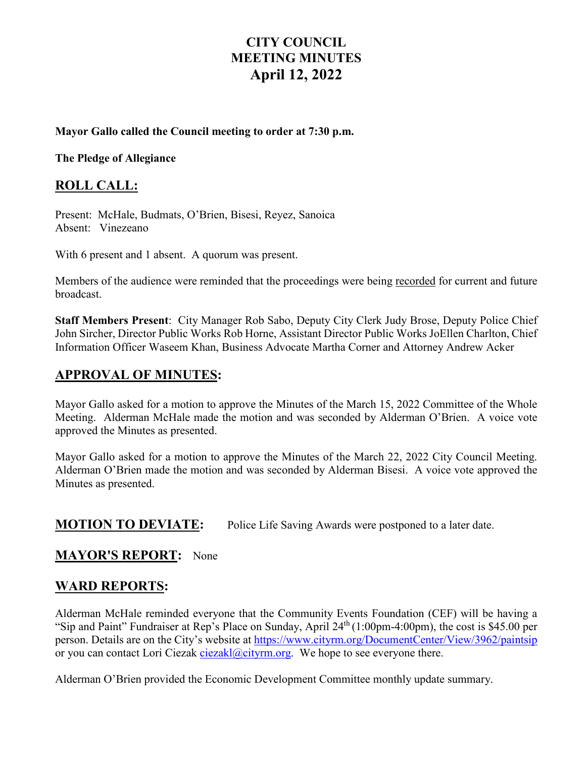# CITY COUNCIL
# MEETING MINUTES
# April 12, 2022

**Mayor Gallo called the Council meeting to order at 7:30 p.m.**

**The Pledge of Allegiance**

## ROLL CALL:

Present: McHale, Budmats, O'Brien, Bisesi, Reyez, Sanoica
Absent: Vinezeano

With 6 present and 1 absent. A quorum was present.

Members of the audience were reminded that the proceedings were being recorded for current and future broadcast.

**Staff Members Present**: City Manager Rob Sabo, Deputy City Clerk Judy Brose, Deputy Police Chief John Sircher, Director Public Works Rob Horne, Assistant Director Public Works JoEllen Charlton, Chief Information Officer Waseem Khan, Business Advocate Martha Corner and Attorney Andrew Acker

## APPROVAL OF MINUTES:

Mayor Gallo asked for a motion to approve the Minutes of the March 15, 2022 Committee of the Whole Meeting. Alderman McHale made the motion and was seconded by Alderman O'Brien. A voice vote approved the Minutes as presented.

Mayor Gallo asked for a motion to approve the Minutes of the March 22, 2022 City Council Meeting. Alderman O'Brien made the motion and was seconded by Alderman Bisesi. A voice vote approved the Minutes as presented.

## MOTION TO DEVIATE:

Police Life Saving Awards were postponed to a later date.

## MAYOR'S REPORT:

None

## WARD REPORTS:

Alderman McHale reminded everyone that the Community Events Foundation (CEF) will be having a "Sip and Paint" Fundraiser at Rep's Place on Sunday, April 24th (1:00pm-4:00pm), the cost is $45.00 per person. Details are on the City's website at https://www.cityrm.org/DocumentCenter/View/3962/paintsip or you can contact Lori Ciezak ciezakl@cityrm.org. We hope to see everyone there.

Alderman O'Brien provided the Economic Development Committee monthly update summary.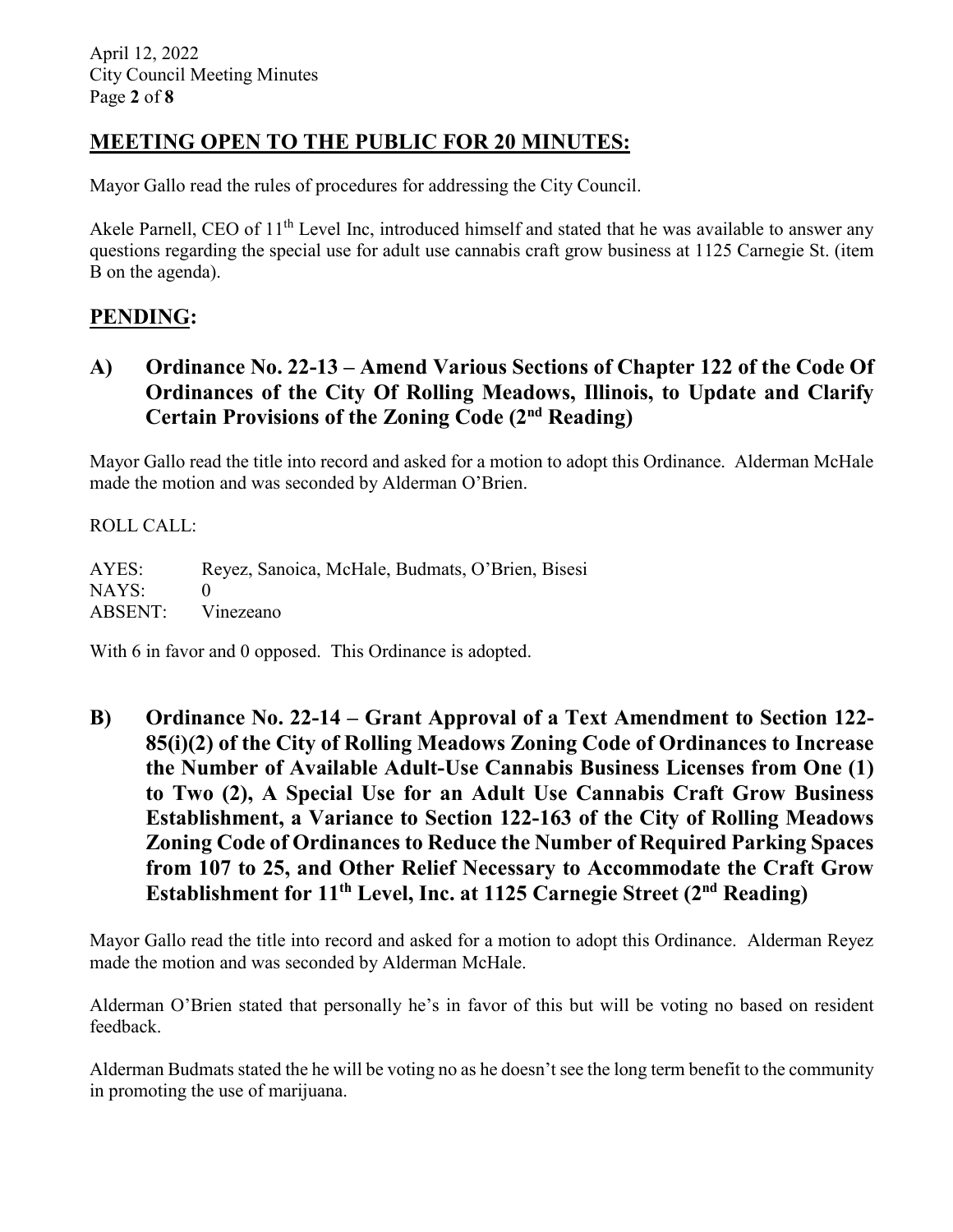## MEETING OPEN TO THE PUBLIC FOR 20 MINUTES:

Mayor Gallo read the rules of procedures for addressing the City Council.

Akele Parnell, CEO of 11th Level Inc, introduced himself and stated that he was available to answer any questions regarding the special use for adult use cannabis craft grow business at 1125 Carnegie St. (item B on the agenda).

## PENDING:

### A) Ordinance No. 22-13 – Amend Various Sections of Chapter 122 of the Code Of Ordinances of the City Of Rolling Meadows, Illinois, to Update and Clarify Certain Provisions of the Zoning Code (2nd Reading)

Mayor Gallo read the title into record and asked for a motion to adopt this Ordinance. Alderman McHale made the motion and was seconded by Alderman O'Brien.

ROLL CALL:

AYES: Reyez, Sanoica, McHale, Budmats, O'Brien, Bisesi
NAYS: 0
ABSENT: Vinezeano

With 6 in favor and 0 opposed. This Ordinance is adopted.

### B) Ordinance No. 22-14 – Grant Approval of a Text Amendment to Section 122-85(i)(2) of the City of Rolling Meadows Zoning Code of Ordinances to Increase the Number of Available Adult-Use Cannabis Business Licenses from One (1) to Two (2), A Special Use for an Adult Use Cannabis Craft Grow Business Establishment, a Variance to Section 122-163 of the City of Rolling Meadows Zoning Code of Ordinances to Reduce the Number of Required Parking Spaces from 107 to 25, and Other Relief Necessary to Accommodate the Craft Grow Establishment for 11th Level, Inc. at 1125 Carnegie Street (2nd Reading)

Mayor Gallo read the title into record and asked for a motion to adopt this Ordinance. Alderman Reyez made the motion and was seconded by Alderman McHale.

Alderman O'Brien stated that personally he's in favor of this but will be voting no based on resident feedback.

Alderman Budmats stated the he will be voting no as he doesn't see the long term benefit to the community in promoting the use of marijuana.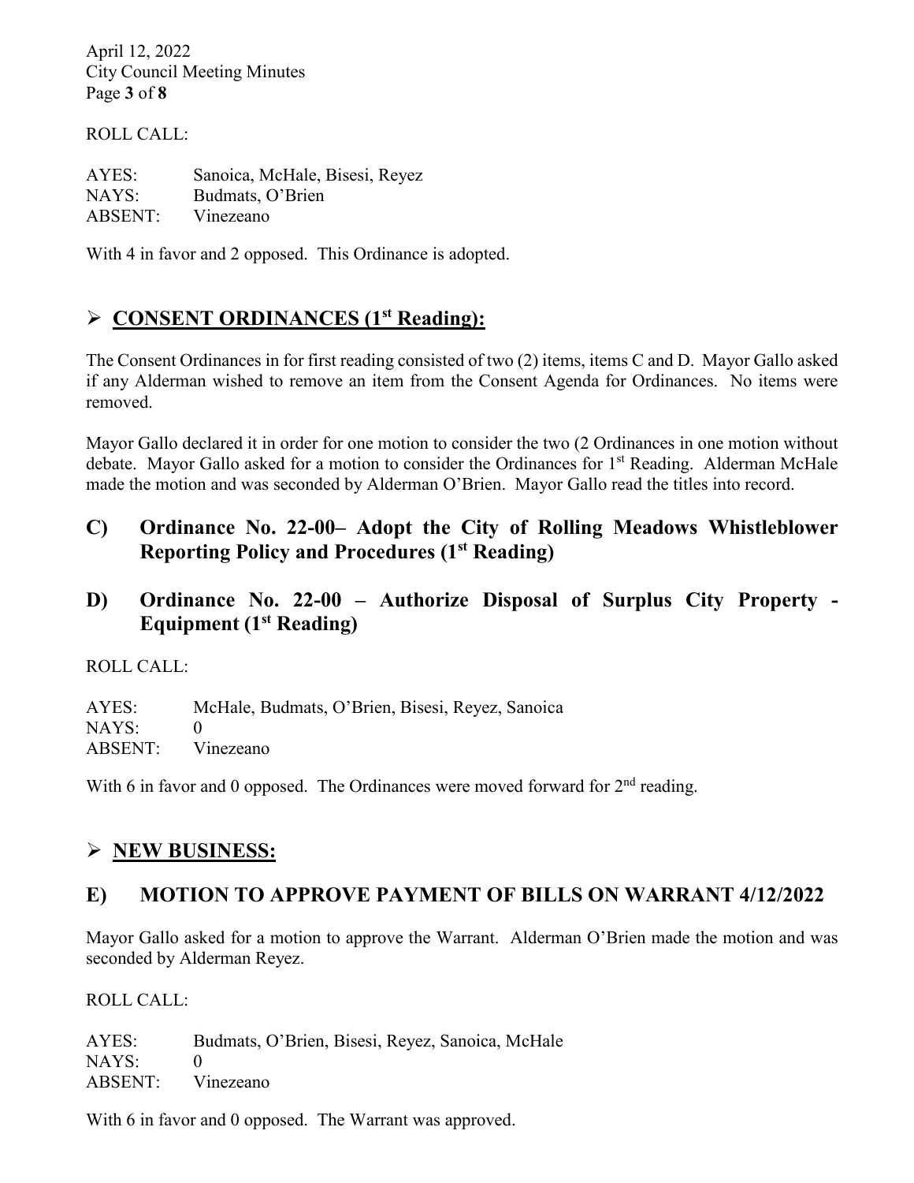ROLL CALL:

AYES: Sanoica, McHale, Bisesi, Reyez
NAYS: Budmats, O'Brien
ABSENT: Vinezeano

With 4 in favor and 2 opposed. This Ordinance is adopted.

## ➢ CONSENT ORDINANCES (1st Reading):

The Consent Ordinances in for first reading consisted of two (2) items, items C and D. Mayor Gallo asked if any Alderman wished to remove an item from the Consent Agenda for Ordinances. No items were removed.

Mayor Gallo declared it in order for one motion to consider the two (2 Ordinances in one motion without debate. Mayor Gallo asked for a motion to consider the Ordinances for 1st Reading. Alderman McHale made the motion and was seconded by Alderman O'Brien. Mayor Gallo read the titles into record.

### C) Ordinance No. 22-00– Adopt the City of Rolling Meadows Whistleblower Reporting Policy and Procedures (1st Reading)

### D) Ordinance No. 22-00 – Authorize Disposal of Surplus City Property - Equipment (1st Reading)

ROLL CALL:

AYES: McHale, Budmats, O'Brien, Bisesi, Reyez, Sanoica
NAYS: 0
ABSENT: Vinezeano

With 6 in favor and 0 opposed. The Ordinances were moved forward for 2nd reading.

## ➢ NEW BUSINESS:

### E) MOTION TO APPROVE PAYMENT OF BILLS ON WARRANT 4/12/2022

Mayor Gallo asked for a motion to approve the Warrant. Alderman O'Brien made the motion and was seconded by Alderman Reyez.

ROLL CALL:

AYES: Budmats, O'Brien, Bisesi, Reyez, Sanoica, McHale
NAYS: 0
ABSENT: Vinezeano

With 6 in favor and 0 opposed. The Warrant was approved.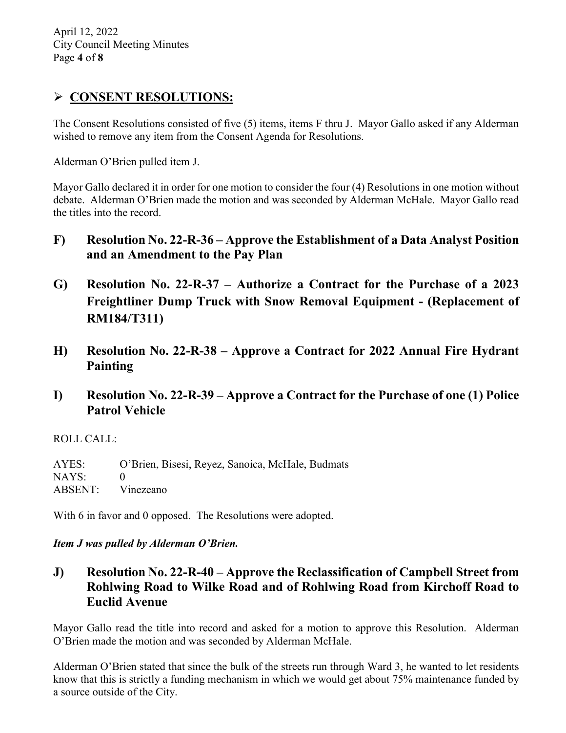## ➢ CONSENT RESOLUTIONS:

The Consent Resolutions consisted of five (5) items, items F thru J. Mayor Gallo asked if any Alderman wished to remove any item from the Consent Agenda for Resolutions.

Alderman O'Brien pulled item J.

Mayor Gallo declared it in order for one motion to consider the four (4) Resolutions in one motion without debate. Alderman O'Brien made the motion and was seconded by Alderman McHale. Mayor Gallo read the titles into the record.

### F) Resolution No. 22-R-36 – Approve the Establishment of a Data Analyst Position and an Amendment to the Pay Plan

### G) Resolution No. 22-R-37 – Authorize a Contract for the Purchase of a 2023 Freightliner Dump Truck with Snow Removal Equipment - (Replacement of RM184/T311)

### H) Resolution No. 22-R-38 – Approve a Contract for 2022 Annual Fire Hydrant Painting

### I) Resolution No. 22-R-39 – Approve a Contract for the Purchase of one (1) Police Patrol Vehicle

ROLL CALL:

AYES: O'Brien, Bisesi, Reyez, Sanoica, McHale, Budmats
NAYS: 0
ABSENT: Vinezeano

With 6 in favor and 0 opposed. The Resolutions were adopted.

***Item J was pulled by Alderman O'Brien.***

### J) Resolution No. 22-R-40 – Approve the Reclassification of Campbell Street from Rohlwing Road to Wilke Road and of Rohlwing Road from Kirchoff Road to Euclid Avenue

Mayor Gallo read the title into record and asked for a motion to approve this Resolution. Alderman O'Brien made the motion and was seconded by Alderman McHale.

Alderman O'Brien stated that since the bulk of the streets run through Ward 3, he wanted to let residents know that this is strictly a funding mechanism in which we would get about 75% maintenance funded by a source outside of the City.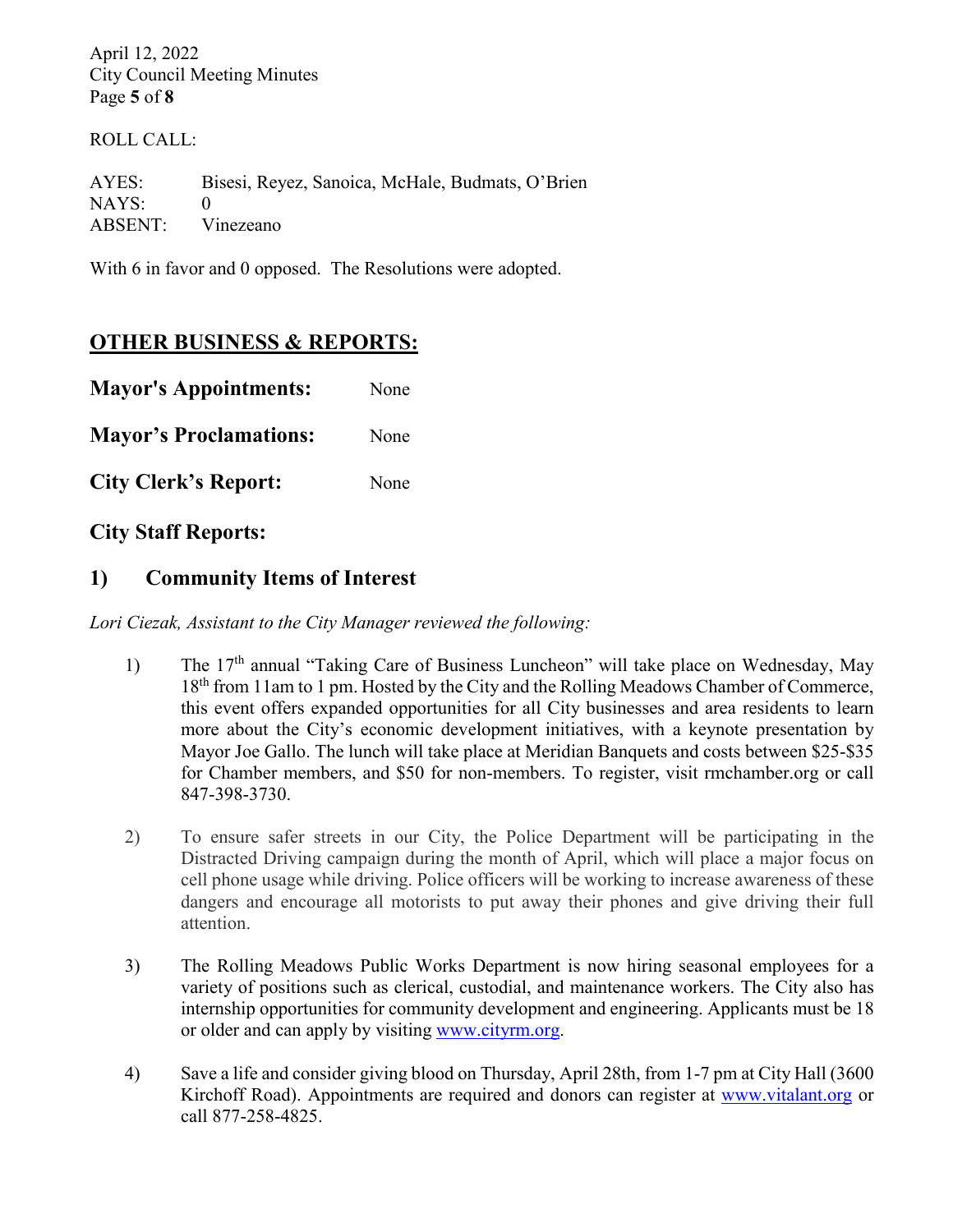ROLL CALL:

AYES: Bisesi, Reyez, Sanoica, McHale, Budmats, O'Brien
NAYS: 0
ABSENT: Vinezeano

With 6 in favor and 0 opposed. The Resolutions were adopted.

## OTHER BUSINESS & REPORTS:

**Mayor's Appointments:** None

**Mayor's Proclamations:** None

**City Clerk's Report:** None

### City Staff Reports:

### 1) Community Items of Interest

*Lori Ciezak, Assistant to the City Manager reviewed the following:*

1) The 17th annual "Taking Care of Business Luncheon" will take place on Wednesday, May 18th from 11am to 1 pm. Hosted by the City and the Rolling Meadows Chamber of Commerce, this event offers expanded opportunities for all City businesses and area residents to learn more about the City's economic development initiatives, with a keynote presentation by Mayor Joe Gallo. The lunch will take place at Meridian Banquets and costs between $25-$35 for Chamber members, and $50 for non-members. To register, visit rmchamber.org or call 847-398-3730.

2) To ensure safer streets in our City, the Police Department will be participating in the Distracted Driving campaign during the month of April, which will place a major focus on cell phone usage while driving. Police officers will be working to increase awareness of these dangers and encourage all motorists to put away their phones and give driving their full attention.

3) The Rolling Meadows Public Works Department is now hiring seasonal employees for a variety of positions such as clerical, custodial, and maintenance workers. The City also has internship opportunities for community development and engineering. Applicants must be 18 or older and can apply by visiting www.cityrm.org.

4) Save a life and consider giving blood on Thursday, April 28th, from 1-7 pm at City Hall (3600 Kirchoff Road). Appointments are required and donors can register at www.vitalant.org or call 877-258-4825.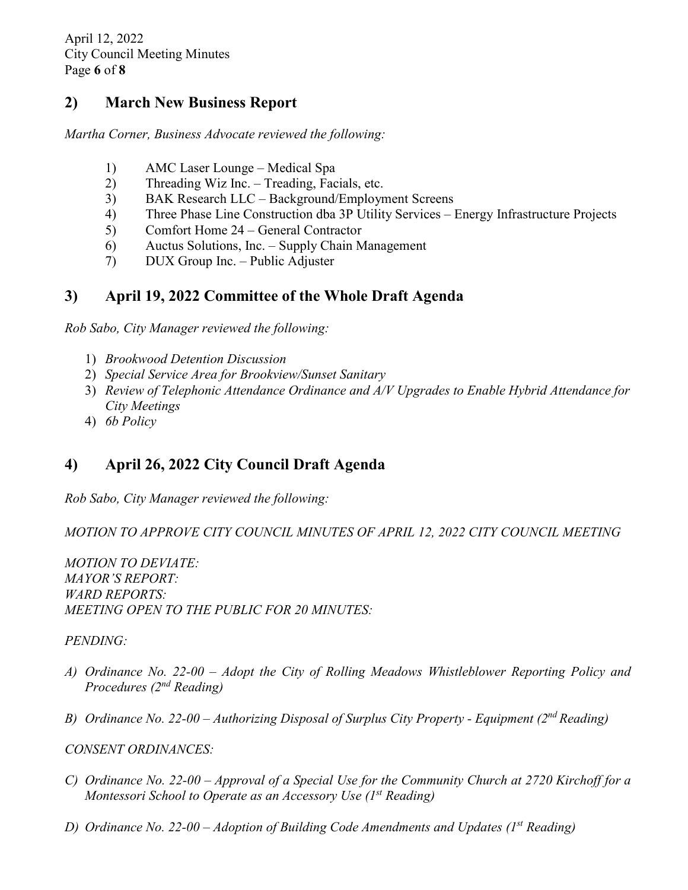## 2) March New Business Report

*Martha Corner, Business Advocate reviewed the following:*

1) AMC Laser Lounge – Medical Spa
2) Threading Wiz Inc. – Treading, Facials, etc.
3) BAK Research LLC – Background/Employment Screens
4) Three Phase Line Construction dba 3P Utility Services – Energy Infrastructure Projects
5) Comfort Home 24 – General Contractor
6) Auctus Solutions, Inc. – Supply Chain Management
7) DUX Group Inc. – Public Adjuster

## 3) April 19, 2022 Committee of the Whole Draft Agenda

*Rob Sabo, City Manager reviewed the following:*

1) *Brookwood Detention Discussion*
2) *Special Service Area for Brookview/Sunset Sanitary*
3) *Review of Telephonic Attendance Ordinance and A/V Upgrades to Enable Hybrid Attendance for City Meetings*
4) *6b Policy*

## 4) April 26, 2022 City Council Draft Agenda

*Rob Sabo, City Manager reviewed the following:*

*MOTION TO APPROVE CITY COUNCIL MINUTES OF APRIL 12, 2022 CITY COUNCIL MEETING*

*MOTION TO DEVIATE:*
*MAYOR'S REPORT:*
*WARD REPORTS:*
*MEETING OPEN TO THE PUBLIC FOR 20 MINUTES:*

*PENDING:*

*A) Ordinance No. 22-00 – Adopt the City of Rolling Meadows Whistleblower Reporting Policy and Procedures (2nd Reading)*

*B) Ordinance No. 22-00 – Authorizing Disposal of Surplus City Property - Equipment (2nd Reading)*

*CONSENT ORDINANCES:*

*C) Ordinance No. 22-00 – Approval of a Special Use for the Community Church at 2720 Kirchoff for a Montessori School to Operate as an Accessory Use (1st Reading)*

*D) Ordinance No. 22-00 – Adoption of Building Code Amendments and Updates (1st Reading)*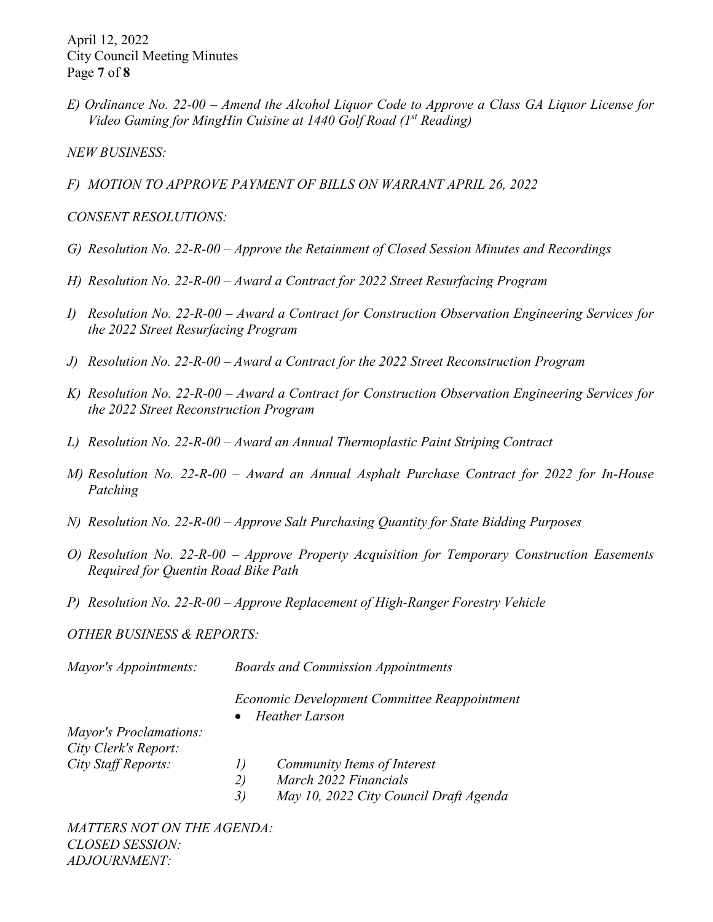*E) Ordinance No. 22-00 – Amend the Alcohol Liquor Code to Approve a Class GA Liquor License for Video Gaming for MingHin Cuisine at 1440 Golf Road (1st Reading)*

*NEW BUSINESS:*

*F) MOTION TO APPROVE PAYMENT OF BILLS ON WARRANT APRIL 26, 2022*

*CONSENT RESOLUTIONS:*

*G) Resolution No. 22-R-00 – Approve the Retainment of Closed Session Minutes and Recordings*

*H) Resolution No. 22-R-00 – Award a Contract for 2022 Street Resurfacing Program*

*I) Resolution No. 22-R-00 – Award a Contract for Construction Observation Engineering Services for the 2022 Street Resurfacing Program*

*J) Resolution No. 22-R-00 – Award a Contract for the 2022 Street Reconstruction Program*

*K) Resolution No. 22-R-00 – Award a Contract for Construction Observation Engineering Services for the 2022 Street Reconstruction Program*

*L) Resolution No. 22-R-00 – Award an Annual Thermoplastic Paint Striping Contract*

*M) Resolution No. 22-R-00 – Award an Annual Asphalt Purchase Contract for 2022 for In-House Patching*

*N) Resolution No. 22-R-00 – Approve Salt Purchasing Quantity for State Bidding Purposes*

*O) Resolution No. 22-R-00 – Approve Property Acquisition for Temporary Construction Easements Required for Quentin Road Bike Path*

*P) Resolution No. 22-R-00 – Approve Replacement of High-Ranger Forestry Vehicle*

*OTHER BUSINESS & REPORTS:*

*Mayor's Appointments:* *Boards and Commission Appointments*

*Economic Development Committee Reappointment*

- *Heather Larson*

*Mayor's Proclamations:*

*City Clerk's Report:*

*City Staff Reports:*

1) *Community Items of Interest*
2) *March 2022 Financials*
3) *May 10, 2022 City Council Draft Agenda*

*MATTERS NOT ON THE AGENDA:*

*CLOSED SESSION:*

*ADJOURNMENT:*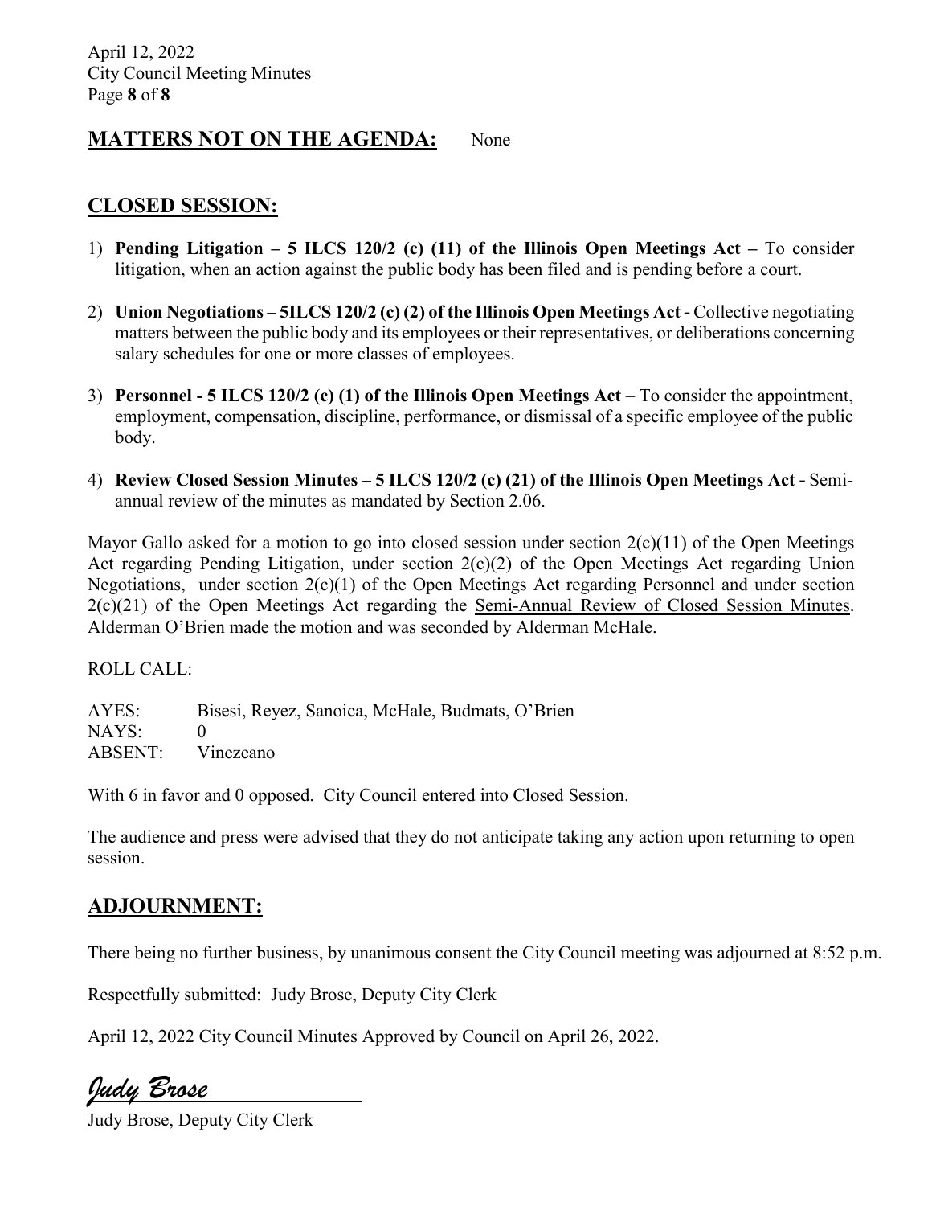## MATTERS NOT ON THE AGENDA: None

## CLOSED SESSION:

1) **Pending Litigation – 5 ILCS 120/2 (c) (11) of the Illinois Open Meetings Act –** To consider litigation, when an action against the public body has been filed and is pending before a court.

2) **Union Negotiations – 5ILCS 120/2 (c) (2) of the Illinois Open Meetings Act -** Collective negotiating matters between the public body and its employees or their representatives, or deliberations concerning salary schedules for one or more classes of employees.

3) **Personnel - 5 ILCS 120/2 (c) (1) of the Illinois Open Meetings Act** – To consider the appointment, employment, compensation, discipline, performance, or dismissal of a specific employee of the public body.

4) **Review Closed Session Minutes – 5 ILCS 120/2 (c) (21) of the Illinois Open Meetings Act -** Semi-annual review of the minutes as mandated by Section 2.06.

Mayor Gallo asked for a motion to go into closed session under section 2(c)(11) of the Open Meetings Act regarding Pending Litigation, under section 2(c)(2) of the Open Meetings Act regarding Union Negotiations, under section 2(c)(1) of the Open Meetings Act regarding Personnel and under section 2(c)(21) of the Open Meetings Act regarding the Semi-Annual Review of Closed Session Minutes. Alderman O'Brien made the motion and was seconded by Alderman McHale.

ROLL CALL:

AYES: Bisesi, Reyez, Sanoica, McHale, Budmats, O'Brien
NAYS: 0
ABSENT: Vinezeano

With 6 in favor and 0 opposed. City Council entered into Closed Session.

The audience and press were advised that they do not anticipate taking any action upon returning to open session.

## ADJOURNMENT:

There being no further business, by unanimous consent the City Council meeting was adjourned at 8:52 p.m.

Respectfully submitted: Judy Brose, Deputy City Clerk

April 12, 2022 City Council Minutes Approved by Council on April 26, 2022.

*Judy Brose*

Judy Brose, Deputy City Clerk